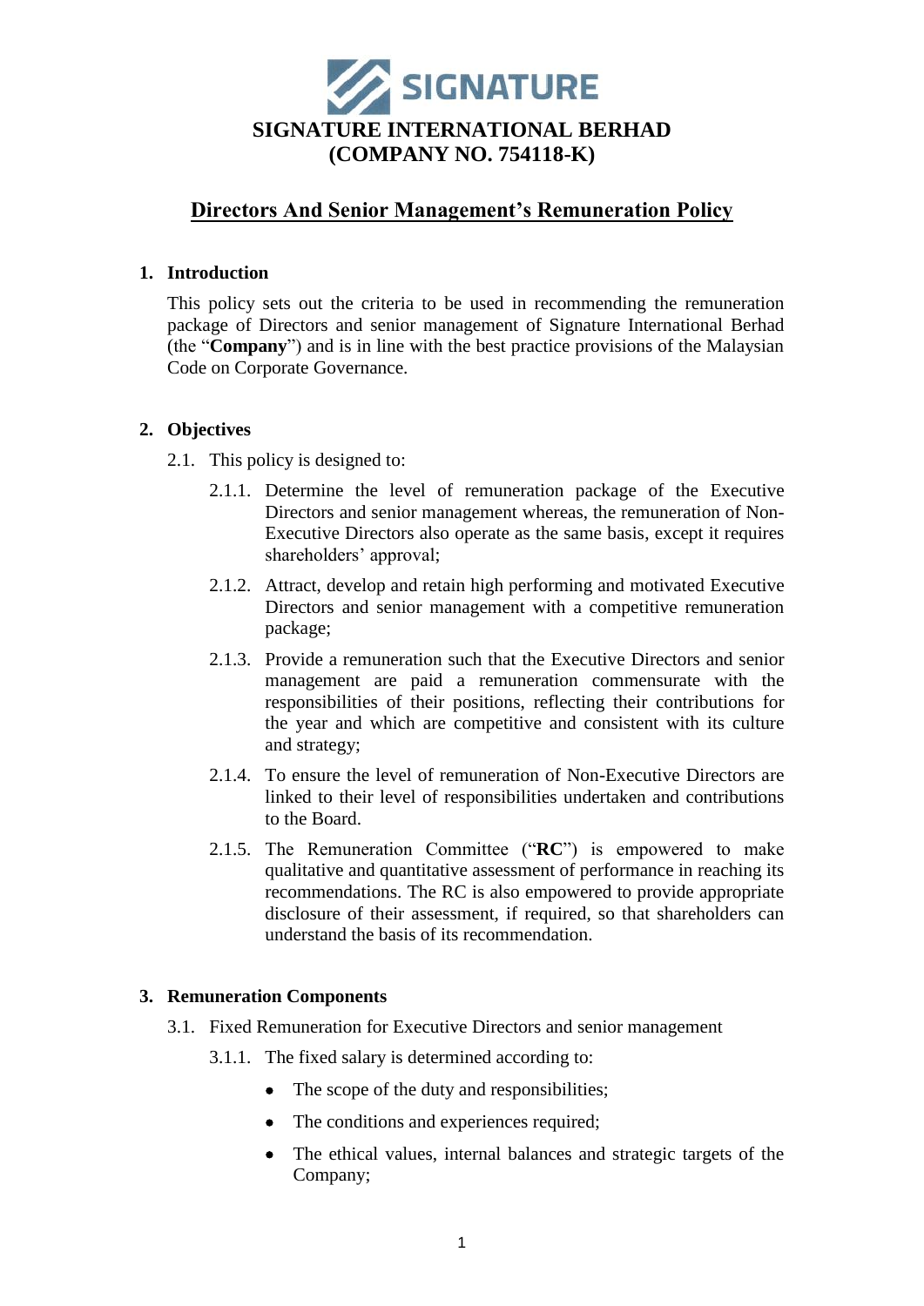SIGNATURE

# SIGNATURE INTERNATIONAL BERHAD
# (COMPANY NO. 754118-K)

## Directors And Senior Management's Remuneration Policy

### 1. Introduction

This policy sets out the criteria to be used in recommending the remuneration package of Directors and senior management of Signature International Berhad (the "**Company**") and is in line with the best practice provisions of the Malaysian Code on Corporate Governance.

### 2. Objectives

2.1. This policy is designed to:

2.1.1. Determine the level of remuneration package of the Executive Directors and senior management whereas, the remuneration of Non-Executive Directors also operate as the same basis, except it requires shareholders' approval;

2.1.2. Attract, develop and retain high performing and motivated Executive Directors and senior management with a competitive remuneration package;

2.1.3. Provide a remuneration such that the Executive Directors and senior management are paid a remuneration commensurate with the responsibilities of their positions, reflecting their contributions for the year and which are competitive and consistent with its culture and strategy;

2.1.4. To ensure the level of remuneration of Non-Executive Directors are linked to their level of responsibilities undertaken and contributions to the Board.

2.1.5. The Remuneration Committee ("**RC**") is empowered to make qualitative and quantitative assessment of performance in reaching its recommendations. The RC is also empowered to provide appropriate disclosure of their assessment, if required, so that shareholders can understand the basis of its recommendation.

### 3. Remuneration Components

3.1. Fixed Remuneration for Executive Directors and senior management

3.1.1. The fixed salary is determined according to:

- The scope of the duty and responsibilities;
- The conditions and experiences required;
- The ethical values, internal balances and strategic targets of the Company;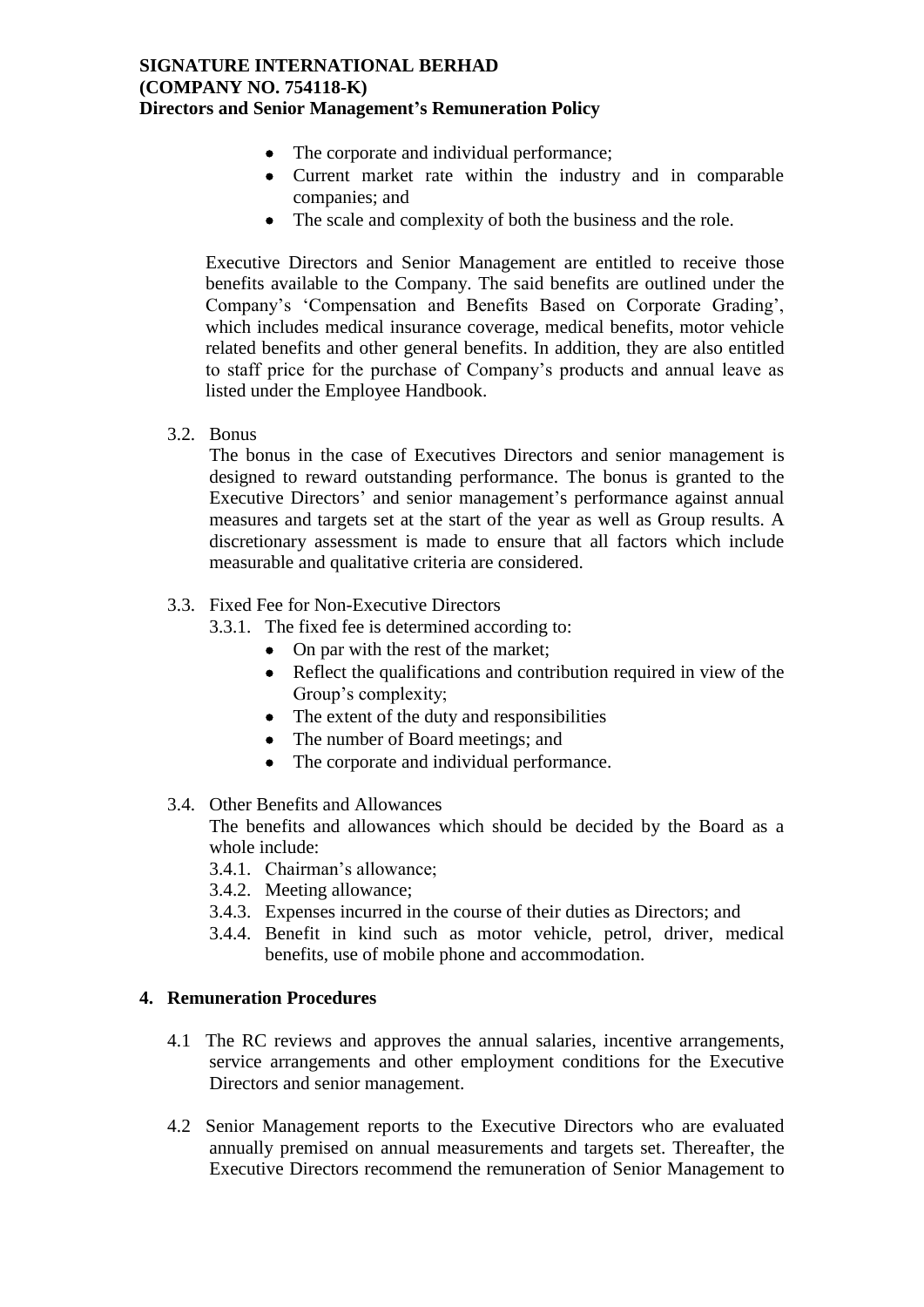- The corporate and individual performance;
- Current market rate within the industry and in comparable companies; and
- The scale and complexity of both the business and the role.

Executive Directors and Senior Management are entitled to receive those benefits available to the Company. The said benefits are outlined under the Company's 'Compensation and Benefits Based on Corporate Grading', which includes medical insurance coverage, medical benefits, motor vehicle related benefits and other general benefits. In addition, they are also entitled to staff price for the purchase of Company's products and annual leave as listed under the Employee Handbook.

3.2. Bonus

The bonus in the case of Executives Directors and senior management is designed to reward outstanding performance. The bonus is granted to the Executive Directors' and senior management's performance against annual measures and targets set at the start of the year as well as Group results. A discretionary assessment is made to ensure that all factors which include measurable and qualitative criteria are considered.

3.3. Fixed Fee for Non-Executive Directors

3.3.1. The fixed fee is determined according to:

- On par with the rest of the market;
- Reflect the qualifications and contribution required in view of the Group's complexity;
- The extent of the duty and responsibilities
- The number of Board meetings; and
- The corporate and individual performance.

3.4. Other Benefits and Allowances

The benefits and allowances which should be decided by the Board as a whole include:

3.4.1. Chairman's allowance;

3.4.2. Meeting allowance;

3.4.3. Expenses incurred in the course of their duties as Directors; and

3.4.4. Benefit in kind such as motor vehicle, petrol, driver, medical benefits, use of mobile phone and accommodation.

## 4. Remuneration Procedures

4.1 The RC reviews and approves the annual salaries, incentive arrangements, service arrangements and other employment conditions for the Executive Directors and senior management.

4.2 Senior Management reports to the Executive Directors who are evaluated annually premised on annual measurements and targets set. Thereafter, the Executive Directors recommend the remuneration of Senior Management to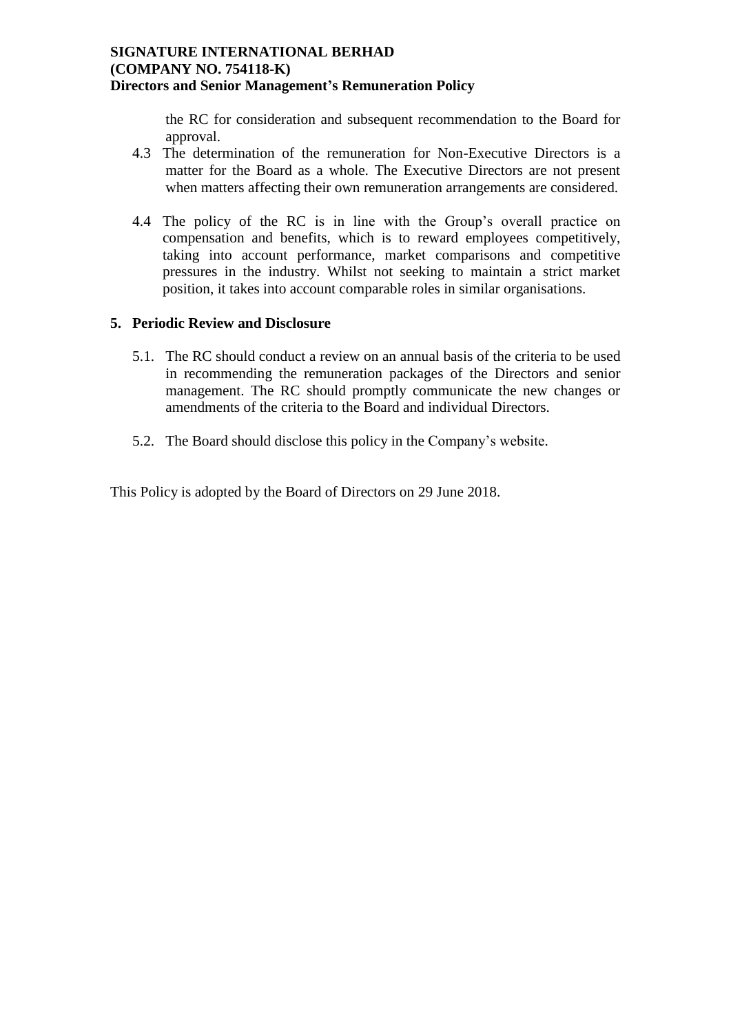the RC for consideration and subsequent recommendation to the Board for approval.

4.3 The determination of the remuneration for Non-Executive Directors is a matter for the Board as a whole. The Executive Directors are not present when matters affecting their own remuneration arrangements are considered.

4.4 The policy of the RC is in line with the Group's overall practice on compensation and benefits, which is to reward employees competitively, taking into account performance, market comparisons and competitive pressures in the industry. Whilst not seeking to maintain a strict market position, it takes into account comparable roles in similar organisations.

## 5. Periodic Review and Disclosure

5.1. The RC should conduct a review on an annual basis of the criteria to be used in recommending the remuneration packages of the Directors and senior management. The RC should promptly communicate the new changes or amendments of the criteria to the Board and individual Directors.

5.2. The Board should disclose this policy in the Company's website.

This Policy is adopted by the Board of Directors on 29 June 2018.